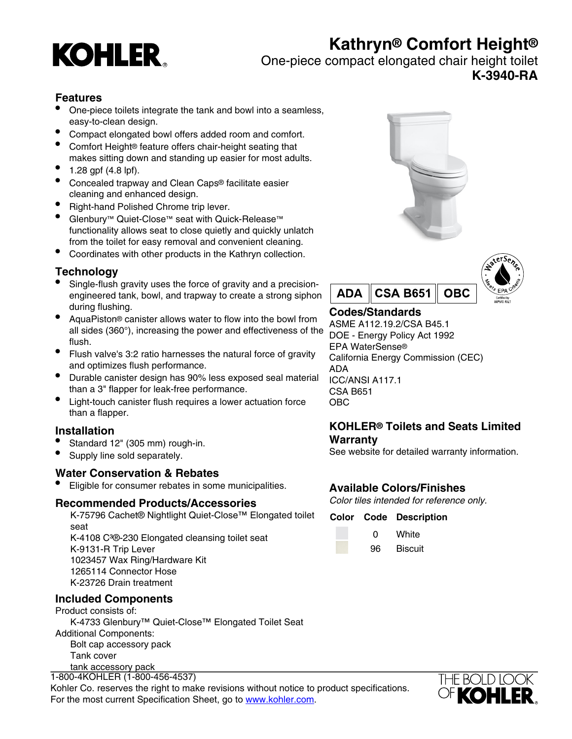KOHLER

# Kathryn® Comfort Height®

One-piece compact elongated chair height toilet

**K-3940-RA**

## Features

- One-piece toilets integrate the tank and bowl into a seamless, easy-to-clean design.
- Compact elongated bowl offers added room and comfort.
- Comfort Height® feature offers chair-height seating that makes sitting down and standing up easier for most adults.
- 1.28 gpf (4.8 lpf).
- Concealed trapway and Clean Caps® facilitate easier cleaning and enhanced design.
- Right-hand Polished Chrome trip lever.
- Glenbury™ Quiet-Close™ seat with Quick-Release™ functionality allows seat to close quietly and quickly unlatch from the toilet for easy removal and convenient cleaning.
- Coordinates with other products in the Kathryn collection.

## Technology

- Single-flush gravity uses the force of gravity and a precision-engineered tank, bowl, and trapway to create a strong siphon during flushing.
- AquaPiston® canister allows water to flow into the bowl from all sides (360°), increasing the power and effectiveness of the flush.
- Flush valve's 3:2 ratio harnesses the natural force of gravity and optimizes flush performance.
- Durable canister design has 90% less exposed seal material than a 3" flapper for leak-free performance.
- Light-touch canister flush requires a lower actuation force than a flapper.

## Installation

- Standard 12" (305 mm) rough-in.
- Supply line sold separately.

## Water Conservation & Rebates

- Eligible for consumer rebates in some municipalities.

## Recommended Products/Accessories

K-75796 Cachet® Nightlight Quiet-Close™ Elongated toilet seat
K-4108 C3®-230 Elongated cleansing toilet seat
K-9131-R Trip Lever
1023457 Wax Ring/Hardware Kit
1265114 Connector Hose
K-23726 Drain treatment

## Included Components

Product consists of:

K-4733 Glenbury™ Quiet-Close™ Elongated Toilet Seat

Additional Components:

Bolt cap accessory pack
Tank cover
tank accessory pack

ADA | CSA B651 | OBC

WaterSense — Meets EPA Criteria — Certified by IAPMO R&T

## Codes/Standards

ASME A112.19.2/CSA B45.1
DOE - Energy Policy Act 1992
EPA WaterSense®
California Energy Commission (CEC)
ADA
ICC/ANSI A117.1
CSA B651
OBC

## KOHLER® Toilets and Seats Limited Warranty

See website for detailed warranty information.

## Available Colors/Finishes

*Color tiles intended for reference only.*

| Color | Code | Description |
|---|---|---|
| | 0 | White |
| | 96 | Biscuit |

1-800-4KOHLER (1-800-456-4537)
Kohler Co. reserves the right to make revisions without notice to product specifications.
For the most current Specification Sheet, go to www.kohler.com.

THE BOLD LOOK OF KOHLER®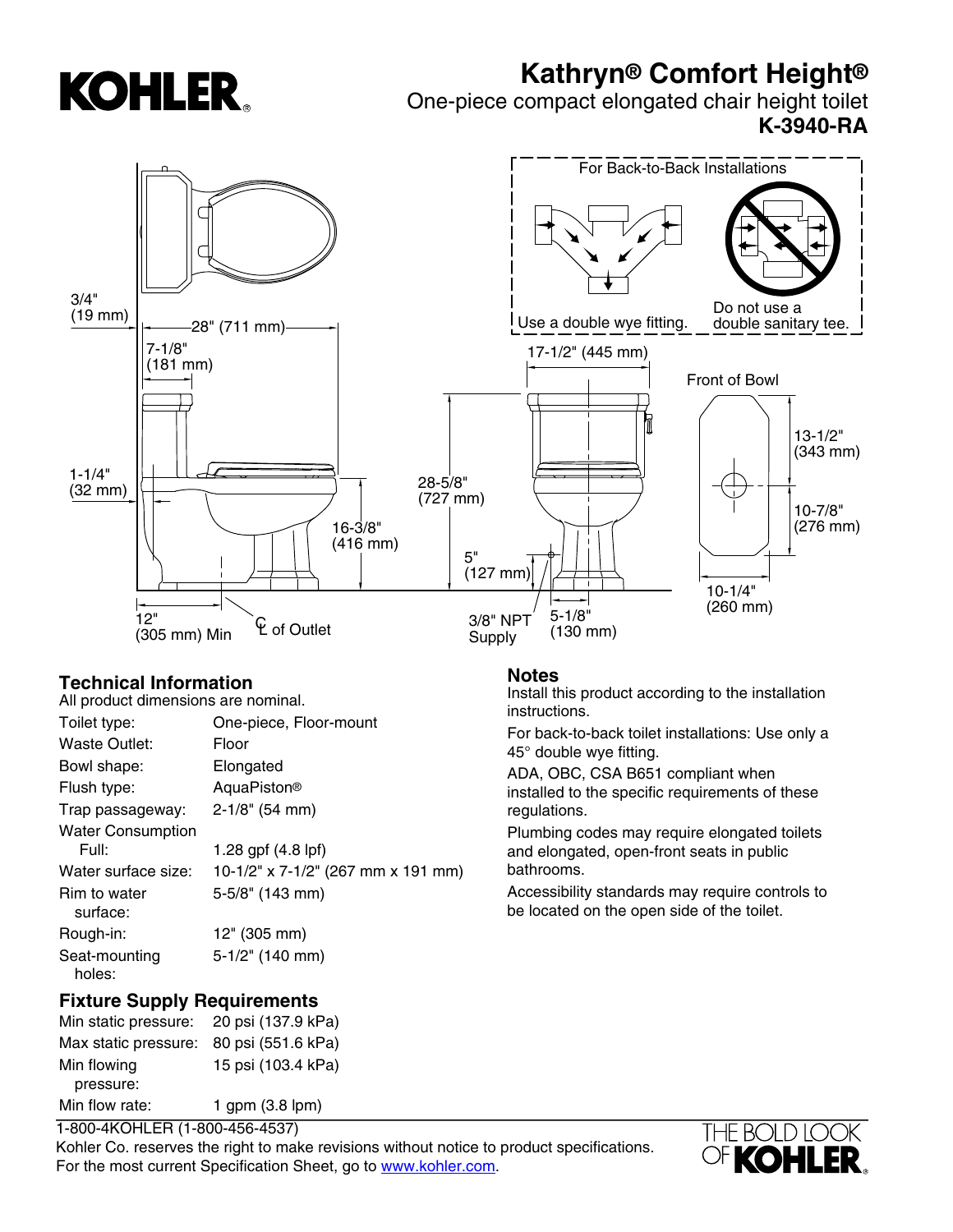# KOHLER

## Kathryn® Comfort Height®

One-piece compact elongated chair height toilet

**K-3940-RA**

For Back-to-Back Installations

Use a double wye fitting.

Do not use a double sanitary tee.

3/4" (19 mm)

28" (711 mm)

7-1/8" (181 mm)

1-1/4" (32 mm)

16-3/8" (416 mm)

12" (305 mm) Min

℄ of Outlet

17-1/2" (445 mm)

28-5/8" (727 mm)

5" (127 mm)

3/8" NPT Supply

5-1/8" (130 mm)

Front of Bowl

13-1/2" (343 mm)

10-7/8" (276 mm)

10-1/4" (260 mm)

### Technical Information

All product dimensions are nominal.

| | |
|---|---|
| Toilet type: | One-piece, Floor-mount |
| Waste Outlet: | Floor |
| Bowl shape: | Elongated |
| Flush type: | AquaPiston® |
| Trap passageway: | 2-1/8" (54 mm) |
| Water Consumption Full: | 1.28 gpf (4.8 lpf) |
| Water surface size: | 10-1/2" x 7-1/2" (267 mm x 191 mm) |
| Rim to water surface: | 5-5/8" (143 mm) |
| Rough-in: | 12" (305 mm) |
| Seat-mounting holes: | 5-1/2" (140 mm) |

### Fixture Supply Requirements

| | |
|---|---|
| Min static pressure: | 20 psi (137.9 kPa) |
| Max static pressure: | 80 psi (551.6 kPa) |
| Min flowing pressure: | 15 psi (103.4 kPa) |
| Min flow rate: | 1 gpm (3.8 lpm) |

### Notes

Install this product according to the installation instructions.

For back-to-back toilet installations: Use only a 45° double wye fitting.

ADA, OBC, CSA B651 compliant when installed to the specific requirements of these regulations.

Plumbing codes may require elongated toilets and elongated, open-front seats in public bathrooms.

Accessibility standards may require controls to be located on the open side of the toilet.

1-800-4KOHLER (1-800-456-4537)

Kohler Co. reserves the right to make revisions without notice to product specifications.
For the most current Specification Sheet, go to www.kohler.com.

THE BOLD LOOK OF KOHLER.